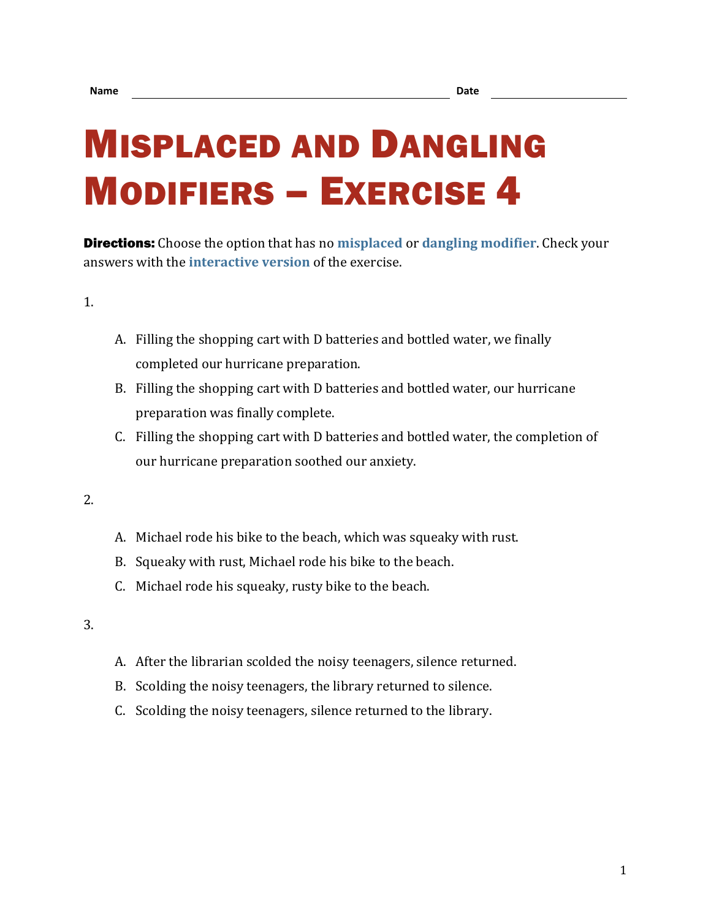Name ______________________________ Date ______________

# Misplaced and Dangling Modifiers – Exercise 4

**Directions:** Choose the option that has no **misplaced** or **dangling modifier**. Check your answers with the **interactive version** of the exercise.

1.

   A. Filling the shopping cart with D batteries and bottled water, we finally completed our hurricane preparation.
   
   B. Filling the shopping cart with D batteries and bottled water, our hurricane preparation was finally complete.
   
   C. Filling the shopping cart with D batteries and bottled water, the completion of our hurricane preparation soothed our anxiety.

2.

   A. Michael rode his bike to the beach, which was squeaky with rust.
   
   B. Squeaky with rust, Michael rode his bike to the beach.
   
   C. Michael rode his squeaky, rusty bike to the beach.

3.

   A. After the librarian scolded the noisy teenagers, silence returned.
   
   B. Scolding the noisy teenagers, the library returned to silence.
   
   C. Scolding the noisy teenagers, silence returned to the library.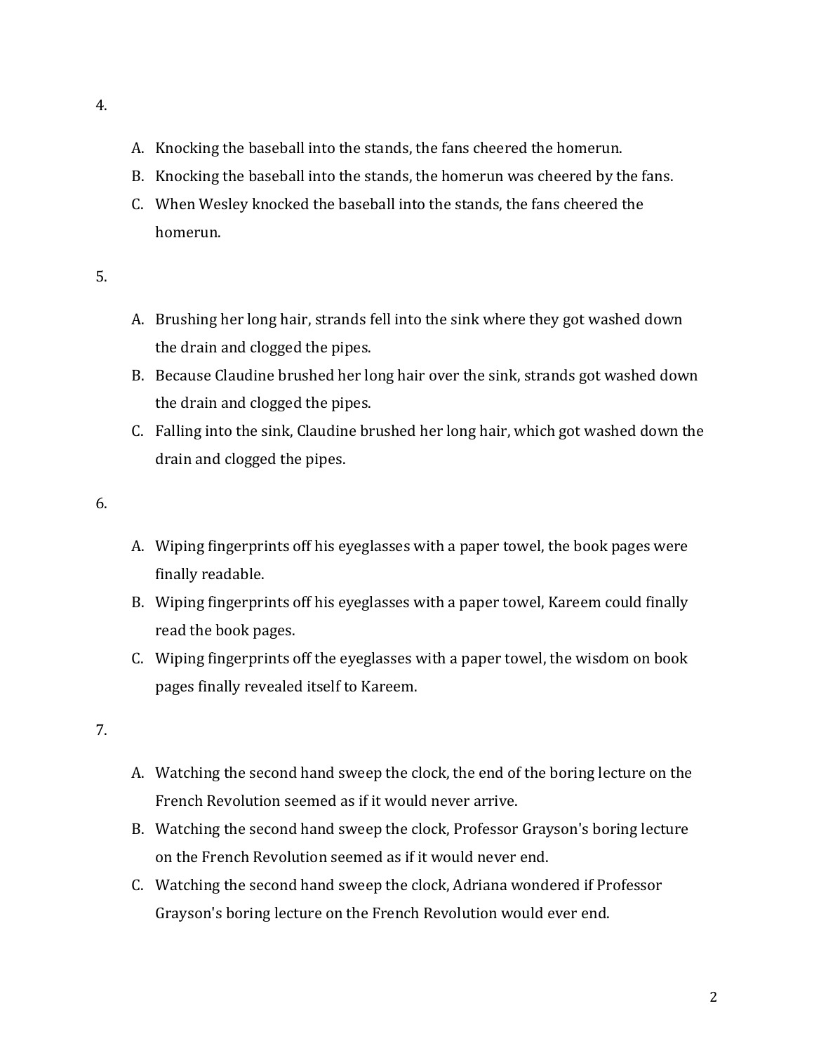4.

A. Knocking the baseball into the stands, the fans cheered the homerun.
B. Knocking the baseball into the stands, the homerun was cheered by the fans.
C. When Wesley knocked the baseball into the stands, the fans cheered the homerun.

5.

A. Brushing her long hair, strands fell into the sink where they got washed down the drain and clogged the pipes.
B. Because Claudine brushed her long hair over the sink, strands got washed down the drain and clogged the pipes.
C. Falling into the sink, Claudine brushed her long hair, which got washed down the drain and clogged the pipes.

6.

A. Wiping fingerprints off his eyeglasses with a paper towel, the book pages were finally readable.
B. Wiping fingerprints off his eyeglasses with a paper towel, Kareem could finally read the book pages.
C. Wiping fingerprints off the eyeglasses with a paper towel, the wisdom on book pages finally revealed itself to Kareem.

7.

A. Watching the second hand sweep the clock, the end of the boring lecture on the French Revolution seemed as if it would never arrive.
B. Watching the second hand sweep the clock, Professor Grayson's boring lecture on the French Revolution seemed as if it would never end.
C. Watching the second hand sweep the clock, Adriana wondered if Professor Grayson's boring lecture on the French Revolution would ever end.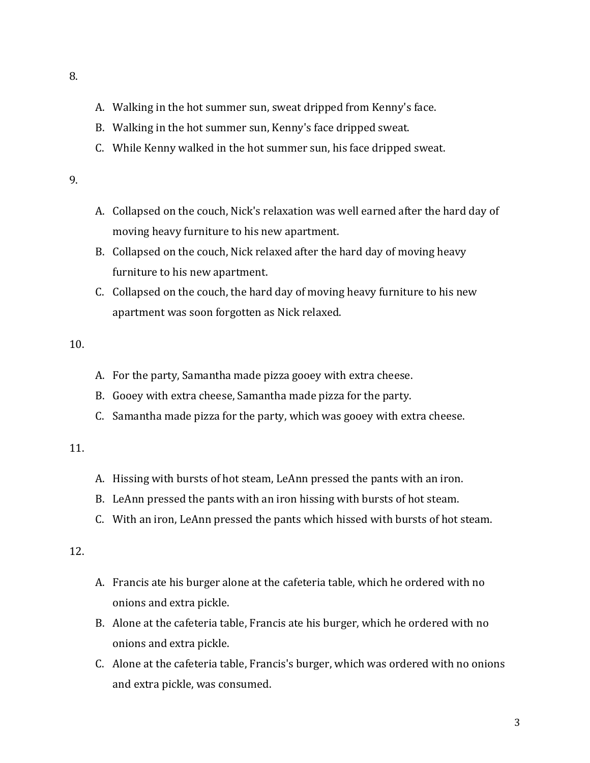8.

A. Walking in the hot summer sun, sweat dripped from Kenny's face.
B. Walking in the hot summer sun, Kenny's face dripped sweat.
C. While Kenny walked in the hot summer sun, his face dripped sweat.

9.

A. Collapsed on the couch, Nick's relaxation was well earned after the hard day of moving heavy furniture to his new apartment.
B. Collapsed on the couch, Nick relaxed after the hard day of moving heavy furniture to his new apartment.
C. Collapsed on the couch, the hard day of moving heavy furniture to his new apartment was soon forgotten as Nick relaxed.

10.

A. For the party, Samantha made pizza gooey with extra cheese.
B. Gooey with extra cheese, Samantha made pizza for the party.
C. Samantha made pizza for the party, which was gooey with extra cheese.

11.

A. Hissing with bursts of hot steam, LeAnn pressed the pants with an iron.
B. LeAnn pressed the pants with an iron hissing with bursts of hot steam.
C. With an iron, LeAnn pressed the pants which hissed with bursts of hot steam.

12.

A. Francis ate his burger alone at the cafeteria table, which he ordered with no onions and extra pickle.
B. Alone at the cafeteria table, Francis ate his burger, which he ordered with no onions and extra pickle.
C. Alone at the cafeteria table, Francis's burger, which was ordered with no onions and extra pickle, was consumed.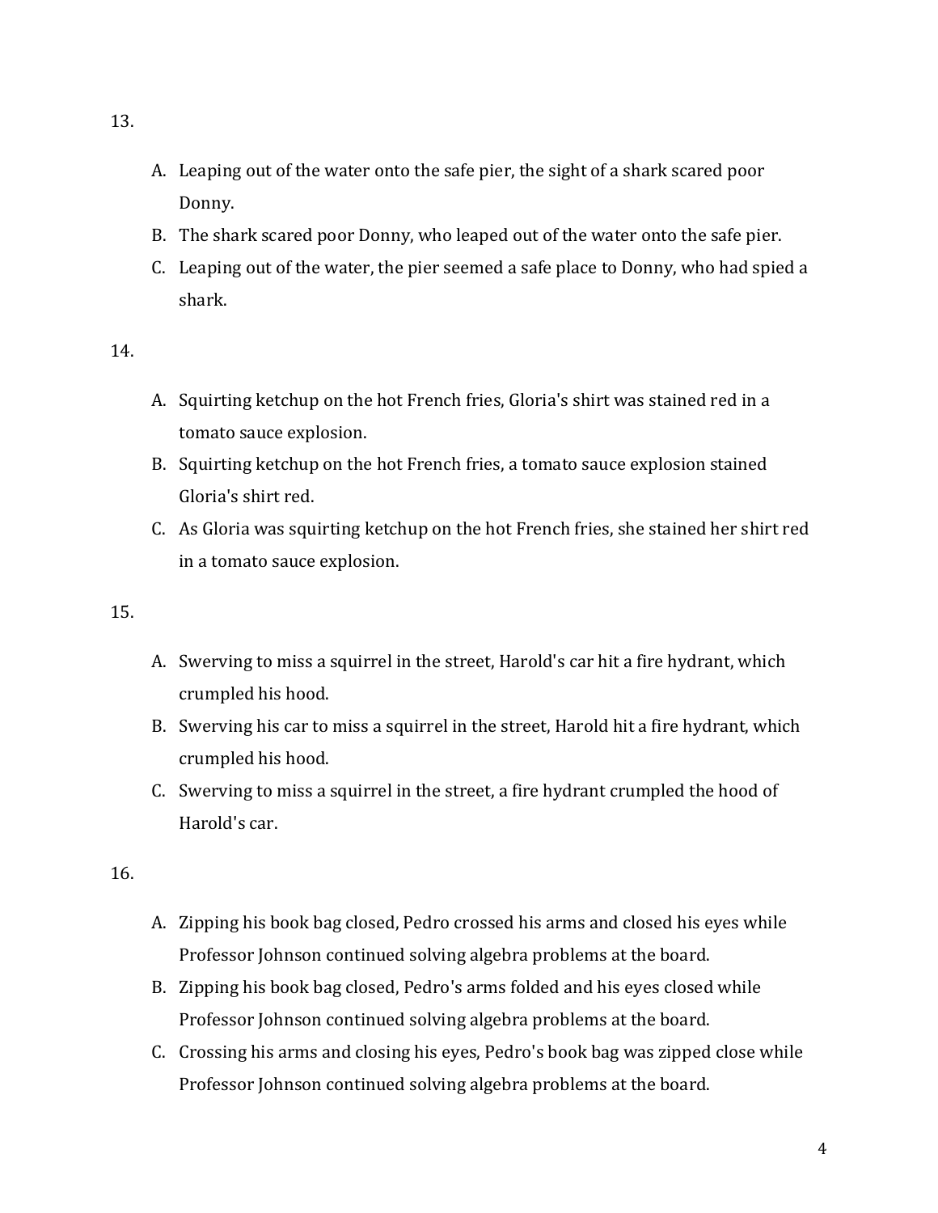13.

A. Leaping out of the water onto the safe pier, the sight of a shark scared poor Donny.
B. The shark scared poor Donny, who leaped out of the water onto the safe pier.
C. Leaping out of the water, the pier seemed a safe place to Donny, who had spied a shark.

14.

A. Squirting ketchup on the hot French fries, Gloria's shirt was stained red in a tomato sauce explosion.
B. Squirting ketchup on the hot French fries, a tomato sauce explosion stained Gloria's shirt red.
C. As Gloria was squirting ketchup on the hot French fries, she stained her shirt red in a tomato sauce explosion.

15.

A. Swerving to miss a squirrel in the street, Harold's car hit a fire hydrant, which crumpled his hood.
B. Swerving his car to miss a squirrel in the street, Harold hit a fire hydrant, which crumpled his hood.
C. Swerving to miss a squirrel in the street, a fire hydrant crumpled the hood of Harold's car.

16.

A. Zipping his book bag closed, Pedro crossed his arms and closed his eyes while Professor Johnson continued solving algebra problems at the board.
B. Zipping his book bag closed, Pedro's arms folded and his eyes closed while Professor Johnson continued solving algebra problems at the board.
C. Crossing his arms and closing his eyes, Pedro's book bag was zipped close while Professor Johnson continued solving algebra problems at the board.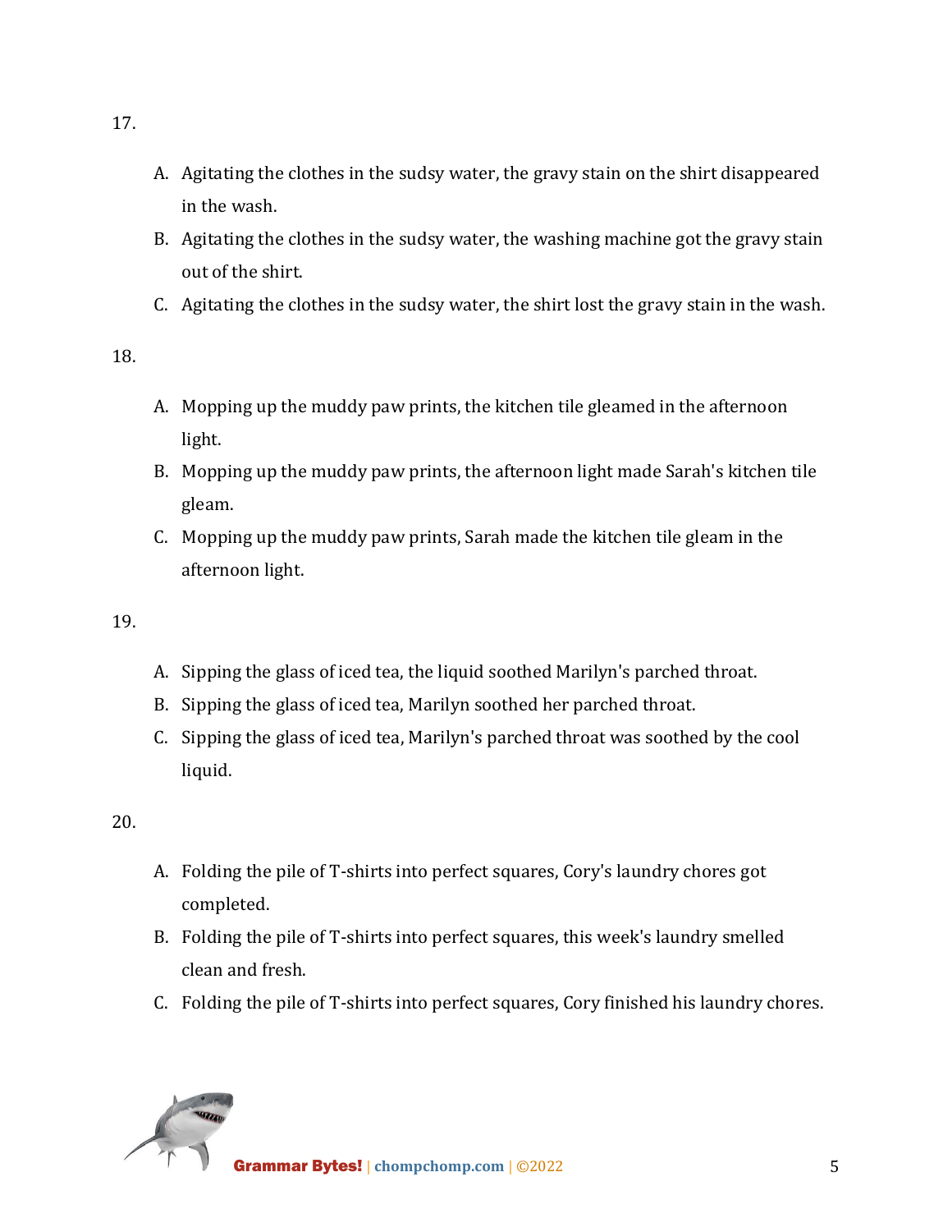17.

A. Agitating the clothes in the sudsy water, the gravy stain on the shirt disappeared in the wash.

B. Agitating the clothes in the sudsy water, the washing machine got the gravy stain out of the shirt.

C. Agitating the clothes in the sudsy water, the shirt lost the gravy stain in the wash.

18.

A. Mopping up the muddy paw prints, the kitchen tile gleamed in the afternoon light.

B. Mopping up the muddy paw prints, the afternoon light made Sarah's kitchen tile gleam.

C. Mopping up the muddy paw prints, Sarah made the kitchen tile gleam in the afternoon light.

19.

A. Sipping the glass of iced tea, the liquid soothed Marilyn's parched throat.

B. Sipping the glass of iced tea, Marilyn soothed her parched throat.

C. Sipping the glass of iced tea, Marilyn's parched throat was soothed by the cool liquid.

20.

A. Folding the pile of T-shirts into perfect squares, Cory's laundry chores got completed.

B. Folding the pile of T-shirts into perfect squares, this week's laundry smelled clean and fresh.

C. Folding the pile of T-shirts into perfect squares, Cory finished his laundry chores.